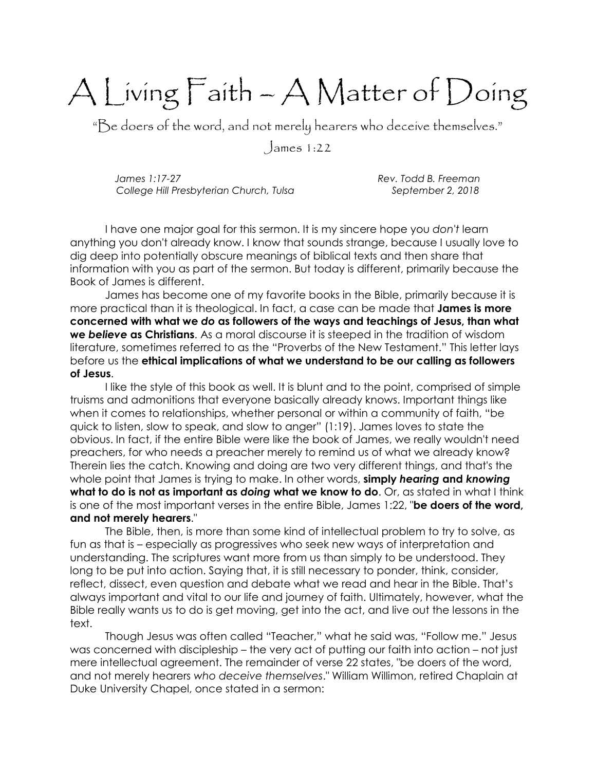# A Living Faith – A Matter of Doing

"Be doers of the word, and not merely hearers who deceive themselves."

James 1:22

*James 1:17-27* — *Rev. Todd B. Freeman*
*College Hill Presbyterian Church, Tulsa* — *September 2, 2018*

I have one major goal for this sermon. It is my sincere hope you *don't* learn anything you don't already know. I know that sounds strange, because I usually love to dig deep into potentially obscure meanings of biblical texts and then share that information with you as part of the sermon. But today is different, primarily because the Book of James is different.

James has become one of my favorite books in the Bible, primarily because it is more practical than it is theological. In fact, a case can be made that **James is more concerned with what we *do* as followers of the ways and teachings of Jesus, than what we *believe* as Christians**. As a moral discourse it is steeped in the tradition of wisdom literature, sometimes referred to as the "Proverbs of the New Testament." This letter lays before us the **ethical implications of what we understand to be our calling as followers of Jesus**.

I like the style of this book as well. It is blunt and to the point, comprised of simple truisms and admonitions that everyone basically already knows. Important things like when it comes to relationships, whether personal or within a community of faith, "be quick to listen, slow to speak, and slow to anger" (1:19). James loves to state the obvious. In fact, if the entire Bible were like the book of James, we really wouldn't need preachers, for who needs a preacher merely to remind us of what we already know? Therein lies the catch. Knowing and doing are two very different things, and that's the whole point that James is trying to make. In other words, **simply *hearing* and *knowing* what to do is not as important as *doing* what we know to do**. Or, as stated in what I think is one of the most important verses in the entire Bible, James 1:22, "**be doers of the word, and not merely hearers**."

The Bible, then, is more than some kind of intellectual problem to try to solve, as fun as that is – especially as progressives who seek new ways of interpretation and understanding. The scriptures want more from us than simply to be understood. They long to be put into action. Saying that, it is still necessary to ponder, think, consider, reflect, dissect, even question and debate what we read and hear in the Bible. That's always important and vital to our life and journey of faith. Ultimately, however, what the Bible really wants us to do is get moving, get into the act, and live out the lessons in the text.

Though Jesus was often called "Teacher," what he said was, "Follow me." Jesus was concerned with discipleship – the very act of putting our faith into action – not just mere intellectual agreement. The remainder of verse 22 states, "be doers of the word, and not merely hearers *who deceive themselves*." William Willimon, retired Chaplain at Duke University Chapel, once stated in a sermon: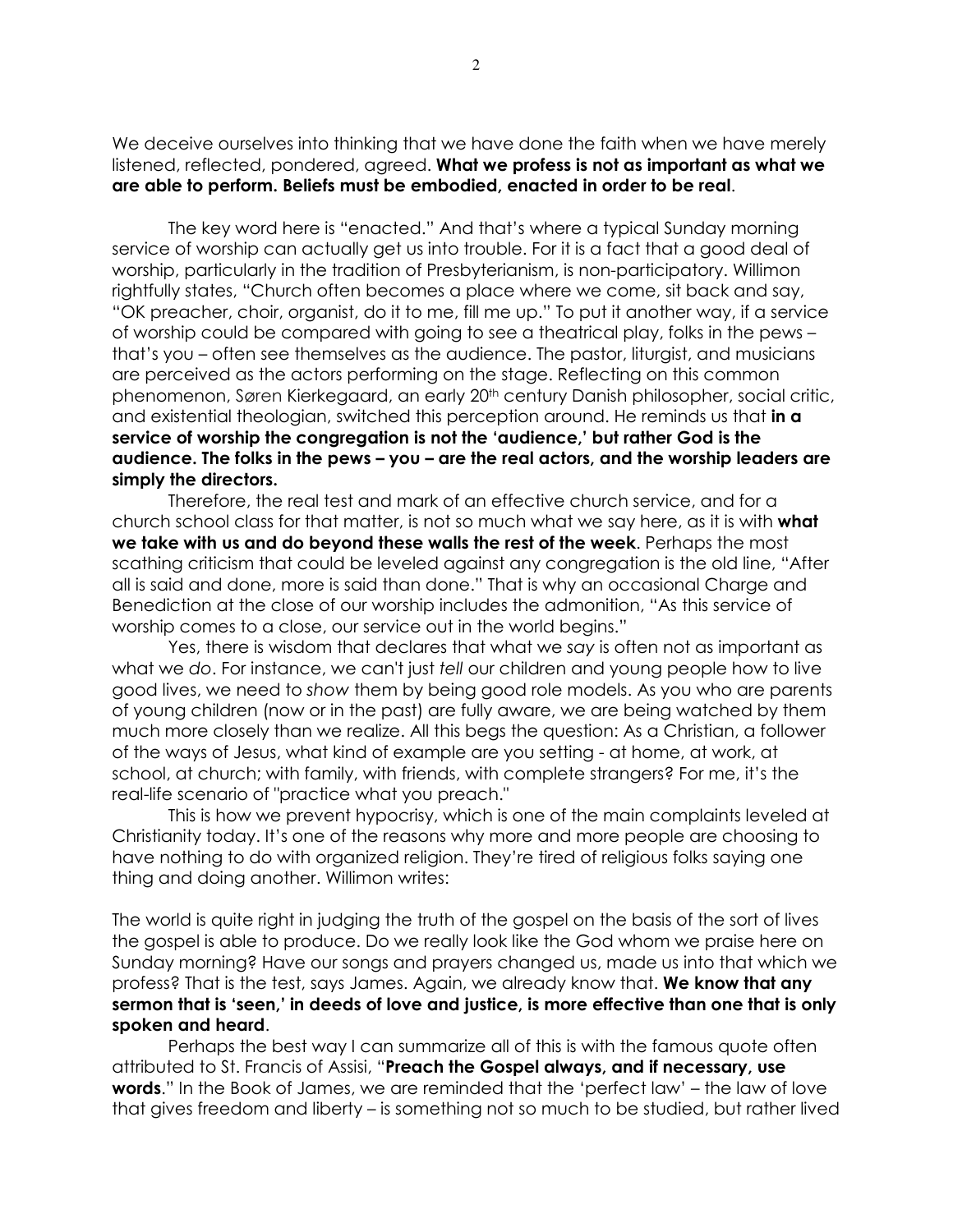We deceive ourselves into thinking that we have done the faith when we have merely listened, reflected, pondered, agreed. **What we profess is not as important as what we are able to perform. Beliefs must be embodied, enacted in order to be real**.

The key word here is "enacted." And that's where a typical Sunday morning service of worship can actually get us into trouble. For it is a fact that a good deal of worship, particularly in the tradition of Presbyterianism, is non-participatory. Willimon rightfully states, "Church often becomes a place where we come, sit back and say, "OK preacher, choir, organist, do it to me, fill me up." To put it another way, if a service of worship could be compared with going to see a theatrical play, folks in the pews – that's you – often see themselves as the audience. The pastor, liturgist, and musicians are perceived as the actors performing on the stage. Reflecting on this common phenomenon, Søren Kierkegaard, an early 20th century Danish philosopher, social critic, and existential theologian, switched this perception around. He reminds us that **in a service of worship the congregation is not the 'audience,' but rather God is the audience. The folks in the pews – you – are the real actors, and the worship leaders are simply the directors.**

Therefore, the real test and mark of an effective church service, and for a church school class for that matter, is not so much what we say here, as it is with **what we take with us and do beyond these walls the rest of the week**. Perhaps the most scathing criticism that could be leveled against any congregation is the old line, "After all is said and done, more is said than done." That is why an occasional Charge and Benediction at the close of our worship includes the admonition, "As this service of worship comes to a close, our service out in the world begins."

Yes, there is wisdom that declares that what we *say* is often not as important as what we *do*. For instance, we can't just *tell* our children and young people how to live good lives, we need to *show* them by being good role models. As you who are parents of young children (now or in the past) are fully aware, we are being watched by them much more closely than we realize. All this begs the question: As a Christian, a follower of the ways of Jesus, what kind of example are you setting - at home, at work, at school, at church; with family, with friends, with complete strangers? For me, it's the real-life scenario of "practice what you preach."

This is how we prevent hypocrisy, which is one of the main complaints leveled at Christianity today. It's one of the reasons why more and more people are choosing to have nothing to do with organized religion. They're tired of religious folks saying one thing and doing another. Willimon writes:

The world is quite right in judging the truth of the gospel on the basis of the sort of lives the gospel is able to produce. Do we really look like the God whom we praise here on Sunday morning? Have our songs and prayers changed us, made us into that which we profess? That is the test, says James. Again, we already know that. **We know that any sermon that is 'seen,' in deeds of love and justice, is more effective than one that is only spoken and heard**.

Perhaps the best way I can summarize all of this is with the famous quote often attributed to St. Francis of Assisi, "**Preach the Gospel always, and if necessary, use words**." In the Book of James, we are reminded that the 'perfect law' – the law of love that gives freedom and liberty – is something not so much to be studied, but rather lived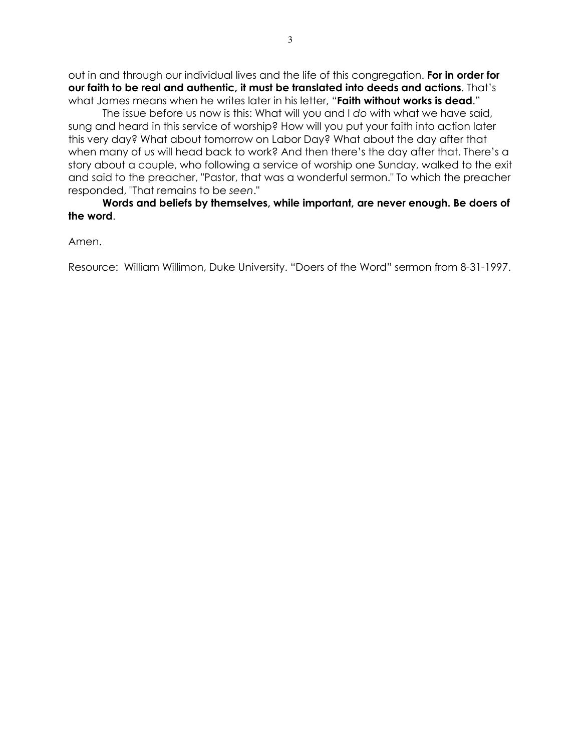out in and through our individual lives and the life of this congregation. **For in order for our faith to be real and authentic, it must be translated into deeds and actions**. That's what James means when he writes later in his letter, "**Faith without works is dead**."

The issue before us now is this: What will you and I *do* with what we have said, sung and heard in this service of worship? How will you put your faith into action later this very day? What about tomorrow on Labor Day? What about the day after that when many of us will head back to work? And then there's the day after that. There's a story about a couple, who following a service of worship one Sunday, walked to the exit and said to the preacher, "Pastor, that was a wonderful sermon." To which the preacher responded, "That remains to be *seen*."

**Words and beliefs by themselves, while important, are never enough. Be doers of the word**.

Amen.

Resource: William Willimon, Duke University. "Doers of the Word" sermon from 8-31-1997.